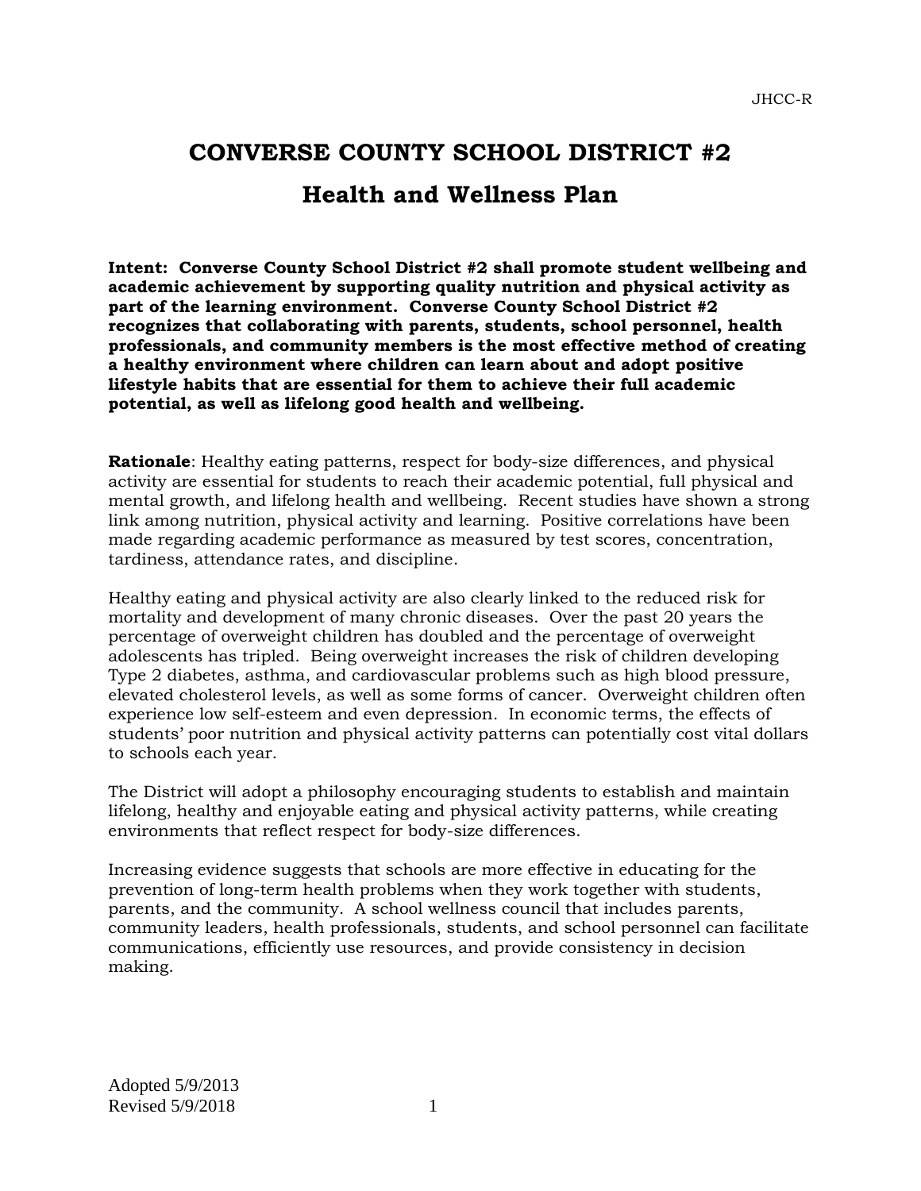# CONVERSE COUNTY SCHOOL DISTRICT #2

## Health and Wellness Plan

**Intent: Converse County School District #2 shall promote student wellbeing and academic achievement by supporting quality nutrition and physical activity as part of the learning environment. Converse County School District #2 recognizes that collaborating with parents, students, school personnel, health professionals, and community members is the most effective method of creating a healthy environment where children can learn about and adopt positive lifestyle habits that are essential for them to achieve their full academic potential, as well as lifelong good health and wellbeing.**

**Rationale**: Healthy eating patterns, respect for body-size differences, and physical activity are essential for students to reach their academic potential, full physical and mental growth, and lifelong health and wellbeing. Recent studies have shown a strong link among nutrition, physical activity and learning. Positive correlations have been made regarding academic performance as measured by test scores, concentration, tardiness, attendance rates, and discipline.

Healthy eating and physical activity are also clearly linked to the reduced risk for mortality and development of many chronic diseases. Over the past 20 years the percentage of overweight children has doubled and the percentage of overweight adolescents has tripled. Being overweight increases the risk of children developing Type 2 diabetes, asthma, and cardiovascular problems such as high blood pressure, elevated cholesterol levels, as well as some forms of cancer. Overweight children often experience low self-esteem and even depression. In economic terms, the effects of students' poor nutrition and physical activity patterns can potentially cost vital dollars to schools each year.

The District will adopt a philosophy encouraging students to establish and maintain lifelong, healthy and enjoyable eating and physical activity patterns, while creating environments that reflect respect for body-size differences.

Increasing evidence suggests that schools are more effective in educating for the prevention of long-term health problems when they work together with students, parents, and the community. A school wellness council that includes parents, community leaders, health professionals, students, and school personnel can facilitate communications, efficiently use resources, and provide consistency in decision making.

Adopted 5/9/2013
Revised 5/9/2018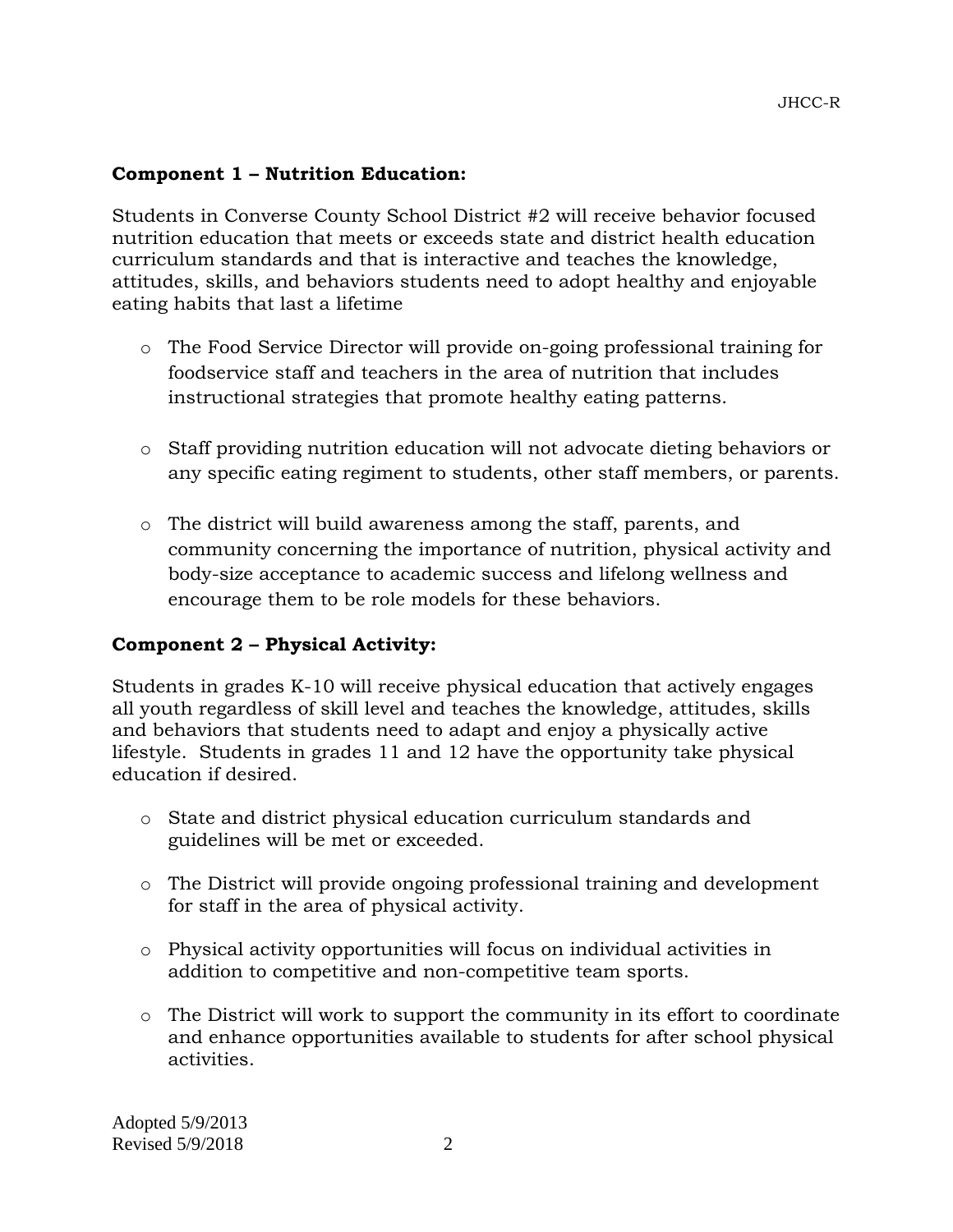**Component 1 – Nutrition Education:**

Students in Converse County School District #2 will receive behavior focused nutrition education that meets or exceeds state and district health education curriculum standards and that is interactive and teaches the knowledge, attitudes, skills, and behaviors students need to adopt healthy and enjoyable eating habits that last a lifetime

- The Food Service Director will provide on-going professional training for foodservice staff and teachers in the area of nutrition that includes instructional strategies that promote healthy eating patterns.
- Staff providing nutrition education will not advocate dieting behaviors or any specific eating regiment to students, other staff members, or parents.
- The district will build awareness among the staff, parents, and community concerning the importance of nutrition, physical activity and body-size acceptance to academic success and lifelong wellness and encourage them to be role models for these behaviors.

**Component 2 – Physical Activity:**

Students in grades K-10 will receive physical education that actively engages all youth regardless of skill level and teaches the knowledge, attitudes, skills and behaviors that students need to adapt and enjoy a physically active lifestyle. Students in grades 11 and 12 have the opportunity take physical education if desired.

- State and district physical education curriculum standards and guidelines will be met or exceeded.
- The District will provide ongoing professional training and development for staff in the area of physical activity.
- Physical activity opportunities will focus on individual activities in addition to competitive and non-competitive team sports.
- The District will work to support the community in its effort to coordinate and enhance opportunities available to students for after school physical activities.

Adopted 5/9/2013
Revised 5/9/2018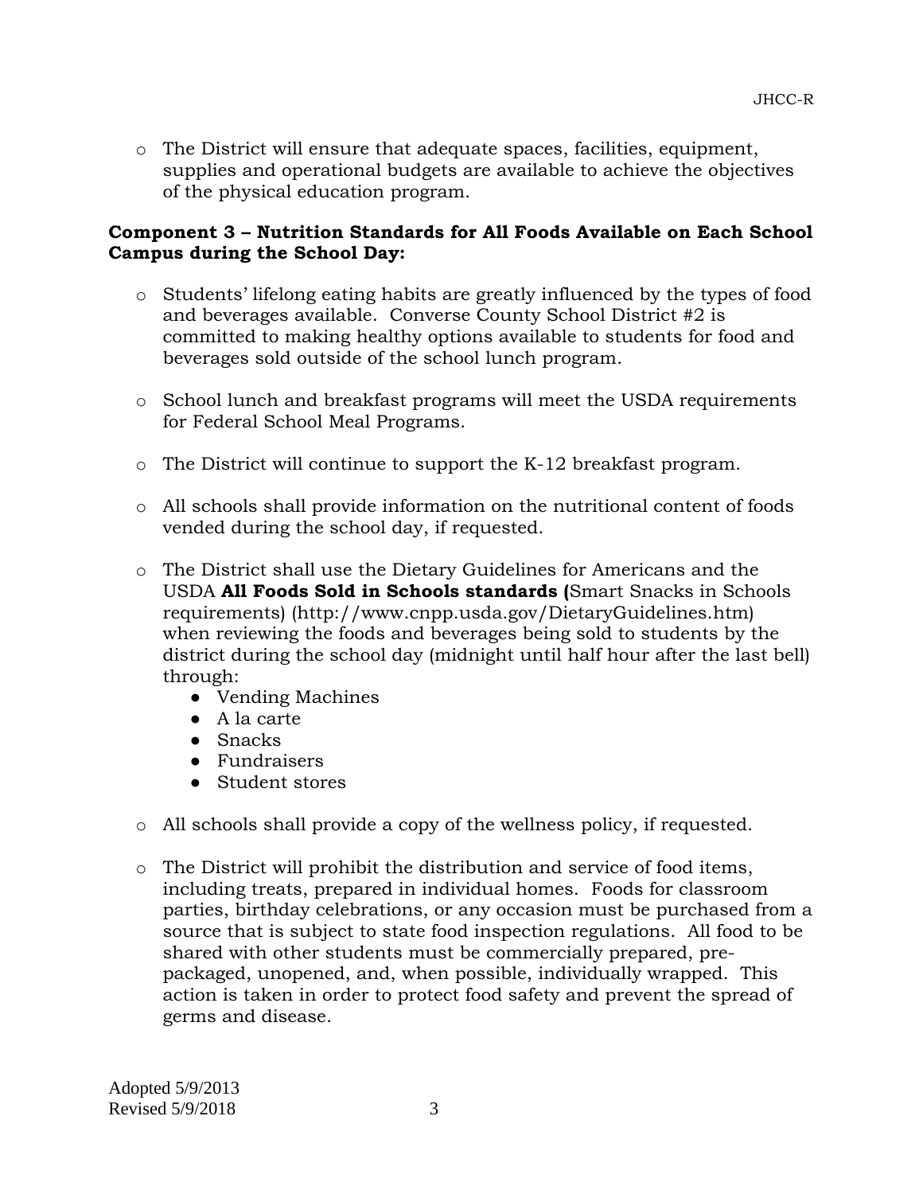- The District will ensure that adequate spaces, facilities, equipment, supplies and operational budgets are available to achieve the objectives of the physical education program.

**Component 3 – Nutrition Standards for All Foods Available on Each School Campus during the School Day:**

- Students' lifelong eating habits are greatly influenced by the types of food and beverages available. Converse County School District #2 is committed to making healthy options available to students for food and beverages sold outside of the school lunch program.

- School lunch and breakfast programs will meet the USDA requirements for Federal School Meal Programs.

- The District will continue to support the K-12 breakfast program.

- All schools shall provide information on the nutritional content of foods vended during the school day, if requested.

- The District shall use the Dietary Guidelines for Americans and the USDA **All Foods Sold in Schools standards (**Smart Snacks in Schools requirements) (http://www.cnpp.usda.gov/DietaryGuidelines.htm) when reviewing the foods and beverages being sold to students by the district during the school day (midnight until half hour after the last bell) through:
  - Vending Machines
  - A la carte
  - Snacks
  - Fundraisers
  - Student stores

- All schools shall provide a copy of the wellness policy, if requested.

- The District will prohibit the distribution and service of food items, including treats, prepared in individual homes. Foods for classroom parties, birthday celebrations, or any occasion must be purchased from a source that is subject to state food inspection regulations. All food to be shared with other students must be commercially prepared, pre-packaged, unopened, and, when possible, individually wrapped. This action is taken in order to protect food safety and prevent the spread of germs and disease.

Adopted 5/9/2013
Revised 5/9/2018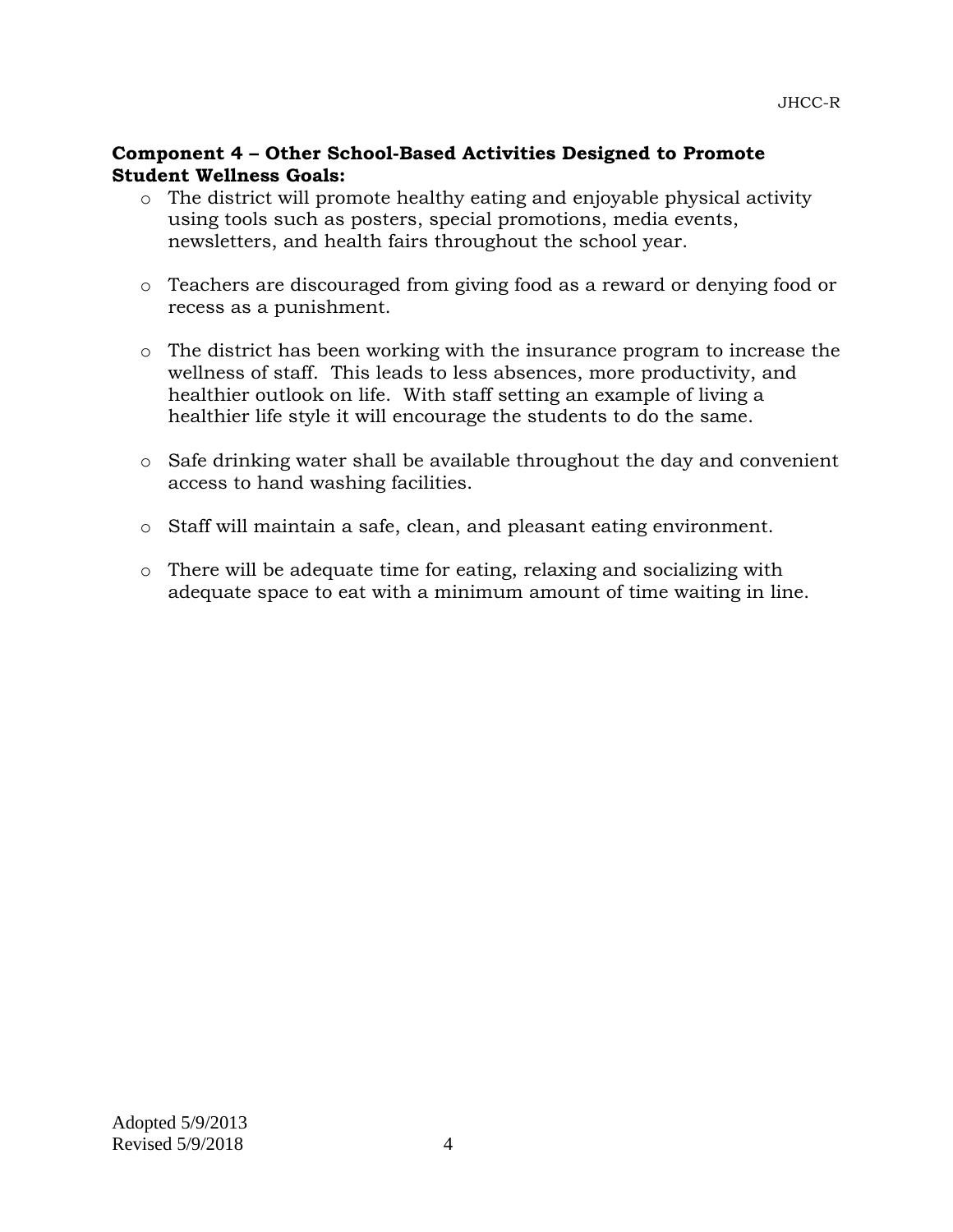**Component 4 – Other School-Based Activities Designed to Promote Student Wellness Goals:**

- The district will promote healthy eating and enjoyable physical activity using tools such as posters, special promotions, media events, newsletters, and health fairs throughout the school year.

- Teachers are discouraged from giving food as a reward or denying food or recess as a punishment.

- The district has been working with the insurance program to increase the wellness of staff. This leads to less absences, more productivity, and healthier outlook on life. With staff setting an example of living a healthier life style it will encourage the students to do the same.

- Safe drinking water shall be available throughout the day and convenient access to hand washing facilities.

- Staff will maintain a safe, clean, and pleasant eating environment.

- There will be adequate time for eating, relaxing and socializing with adequate space to eat with a minimum amount of time waiting in line.

Adopted 5/9/2013
Revised 5/9/2018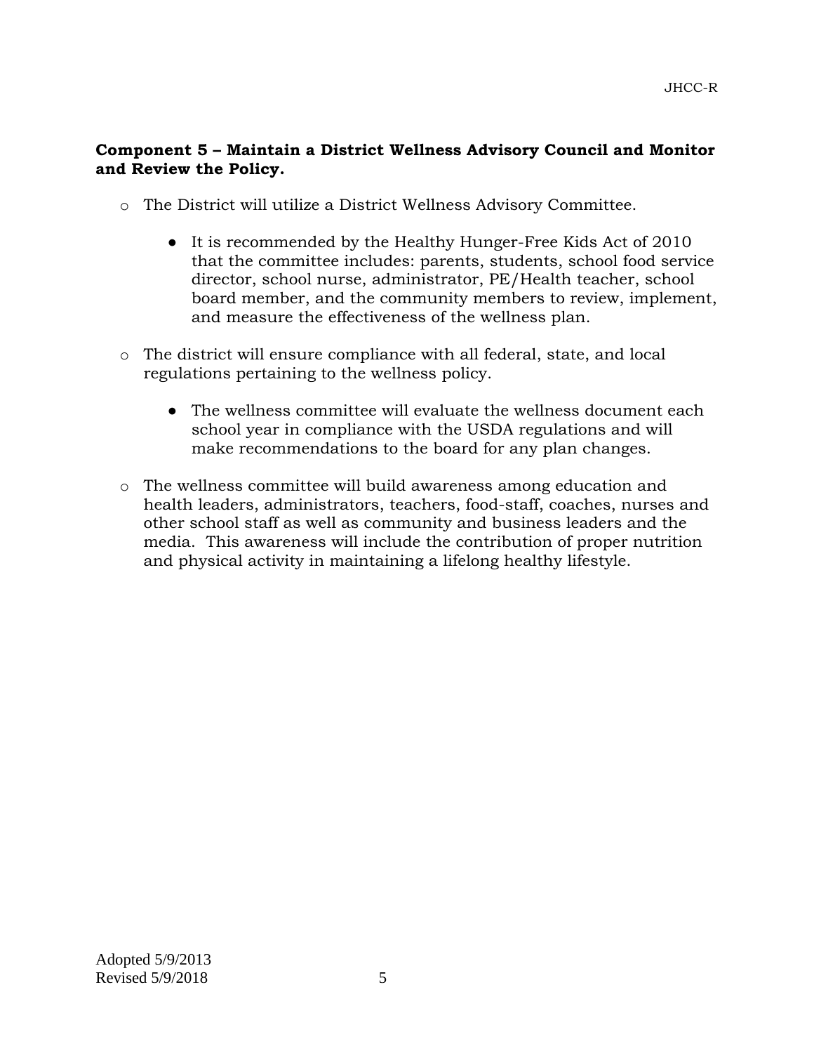**Component 5 – Maintain a District Wellness Advisory Council and Monitor and Review the Policy.**

- The District will utilize a District Wellness Advisory Committee.
    - It is recommended by the Healthy Hunger-Free Kids Act of 2010 that the committee includes: parents, students, school food service director, school nurse, administrator, PE/Health teacher, school board member, and the community members to review, implement, and measure the effectiveness of the wellness plan.
- The district will ensure compliance with all federal, state, and local regulations pertaining to the wellness policy.
    - The wellness committee will evaluate the wellness document each school year in compliance with the USDA regulations and will make recommendations to the board for any plan changes.
- The wellness committee will build awareness among education and health leaders, administrators, teachers, food-staff, coaches, nurses and other school staff as well as community and business leaders and the media. This awareness will include the contribution of proper nutrition and physical activity in maintaining a lifelong healthy lifestyle.

Adopted 5/9/2013
Revised 5/9/2018